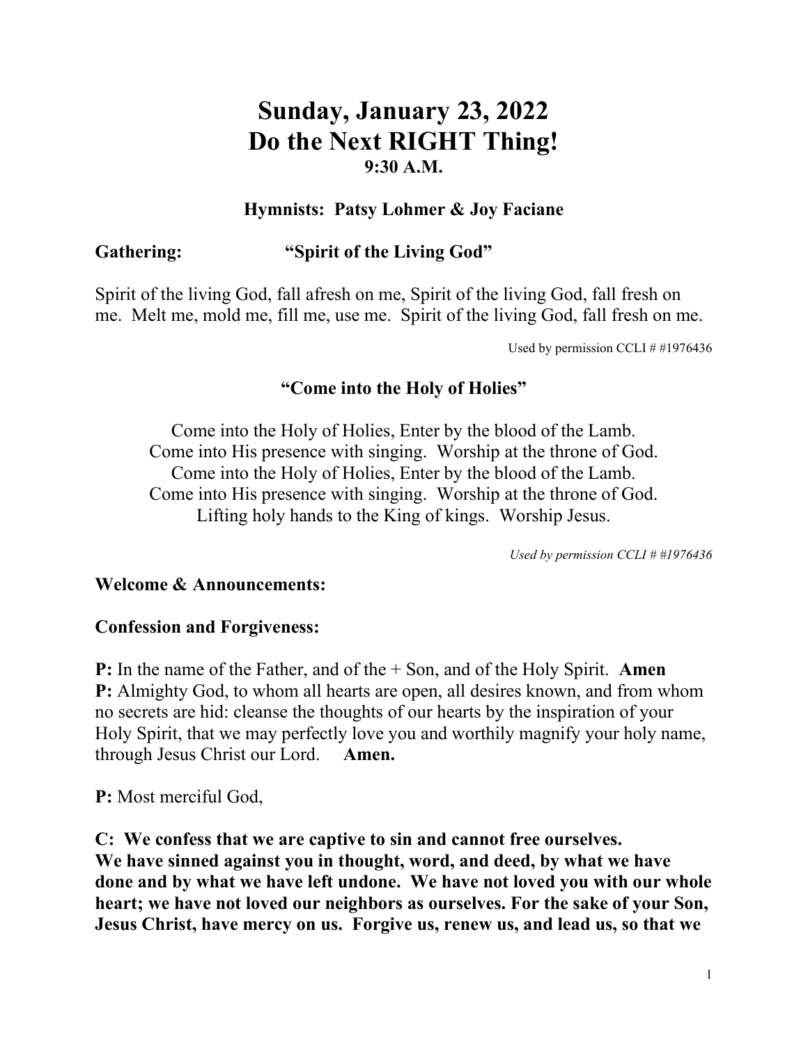# Sunday, January 23, 2022
# Do the Next RIGHT Thing!
### 9:30 A.M.

### Hymnists: Patsy Lohmer & Joy Faciane

**Gathering:** **"Spirit of the Living God"**

Spirit of the living God, fall afresh on me, Spirit of the living God, fall fresh on me. Melt me, mold me, fill me, use me. Spirit of the living God, fall fresh on me.

Used by permission CCLI # #1976436

**"Come into the Holy of Holies"**

Come into the Holy of Holies, Enter by the blood of the Lamb.
Come into His presence with singing. Worship at the throne of God.
Come into the Holy of Holies, Enter by the blood of the Lamb.
Come into His presence with singing. Worship at the throne of God.
Lifting holy hands to the King of kings. Worship Jesus.

*Used by permission CCLI # #1976436*

**Welcome & Announcements:**

**Confession and Forgiveness:**

**P:** In the name of the Father, and of the + Son, and of the Holy Spirit. **Amen**
**P:** Almighty God, to whom all hearts are open, all desires known, and from whom no secrets are hid: cleanse the thoughts of our hearts by the inspiration of your Holy Spirit, that we may perfectly love you and worthily magnify your holy name, through Jesus Christ our Lord. **Amen.**

**P:** Most merciful God,

**C: We confess that we are captive to sin and cannot free ourselves. We have sinned against you in thought, word, and deed, by what we have done and by what we have left undone. We have not loved you with our whole heart; we have not loved our neighbors as ourselves. For the sake of your Son, Jesus Christ, have mercy on us. Forgive us, renew us, and lead us, so that we**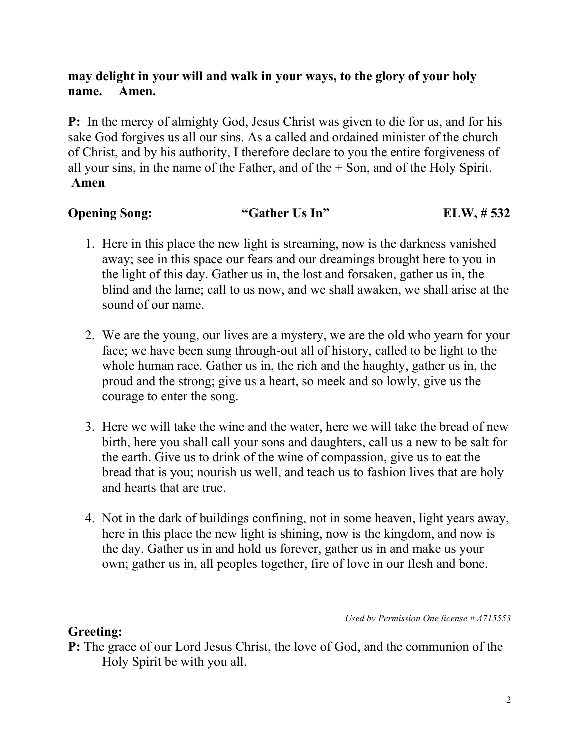**may delight in your will and walk in your ways, to the glory of your holy name. Amen.**

**P:** In the mercy of almighty God, Jesus Christ was given to die for us, and for his sake God forgives us all our sins. As a called and ordained minister of the church of Christ, and by his authority, I therefore declare to you the entire forgiveness of all your sins, in the name of the Father, and of the + Son, and of the Holy Spirit. **Amen**

**Opening Song: "Gather Us In" ELW, # 532**

1. Here in this place the new light is streaming, now is the darkness vanished away; see in this space our fears and our dreamings brought here to you in the light of this day. Gather us in, the lost and forsaken, gather us in, the blind and the lame; call to us now, and we shall awaken, we shall arise at the sound of our name.

2. We are the young, our lives are a mystery, we are the old who yearn for your face; we have been sung through-out all of history, called to be light to the whole human race. Gather us in, the rich and the haughty, gather us in, the proud and the strong; give us a heart, so meek and so lowly, give us the courage to enter the song.

3. Here we will take the wine and the water, here we will take the bread of new birth, here you shall call your sons and daughters, call us a new to be salt for the earth. Give us to drink of the wine of compassion, give us to eat the bread that is you; nourish us well, and teach us to fashion lives that are holy and hearts that are true.

4. Not in the dark of buildings confining, not in some heaven, light years away, here in this place the new light is shining, now is the kingdom, and now is the day. Gather us in and hold us forever, gather us in and make us your own; gather us in, all peoples together, fire of love in our flesh and bone.

*Used by Permission One license # A715553*

**Greeting:**

**P:** The grace of our Lord Jesus Christ, the love of God, and the communion of the Holy Spirit be with you all.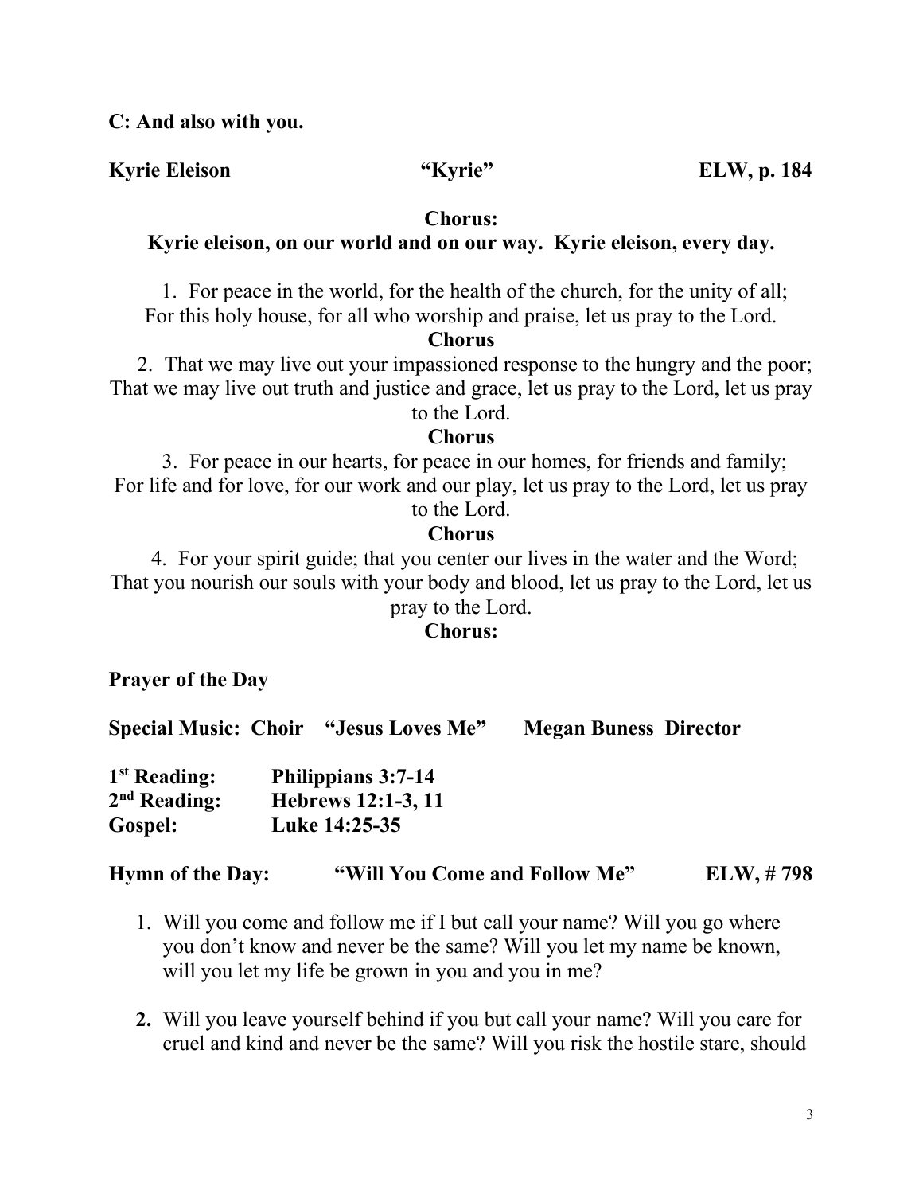**C: And also with you.**

**Kyrie Eleison "Kyrie" ELW, p. 184**

**Chorus:**
**Kyrie eleison, on our world and on our way. Kyrie eleison, every day.**

1. For peace in the world, for the health of the church, for the unity of all; For this holy house, for all who worship and praise, let us pray to the Lord.

**Chorus**

2. That we may live out your impassioned response to the hungry and the poor; That we may live out truth and justice and grace, let us pray to the Lord, let us pray to the Lord.

**Chorus**

3. For peace in our hearts, for peace in our homes, for friends and family; For life and for love, for our work and our play, let us pray to the Lord, let us pray to the Lord.

**Chorus**

4. For your spirit guide; that you center our lives in the water and the Word; That you nourish our souls with your body and blood, let us pray to the Lord, let us pray to the Lord.

**Chorus:**

**Prayer of the Day**

**Special Music: Choir "Jesus Loves Me" Megan Buness Director**

**1st Reading: Philippians 3:7-14**
**2nd Reading: Hebrews 12:1-3, 11**
**Gospel: Luke 14:25-35**

**Hymn of the Day: "Will You Come and Follow Me" ELW, # 798**

1. Will you come and follow me if I but call your name? Will you go where you don't know and never be the same? Will you let my name be known, will you let my life be grown in you and you in me?

2. Will you leave yourself behind if you but call your name? Will you care for cruel and kind and never be the same? Will you risk the hostile stare, should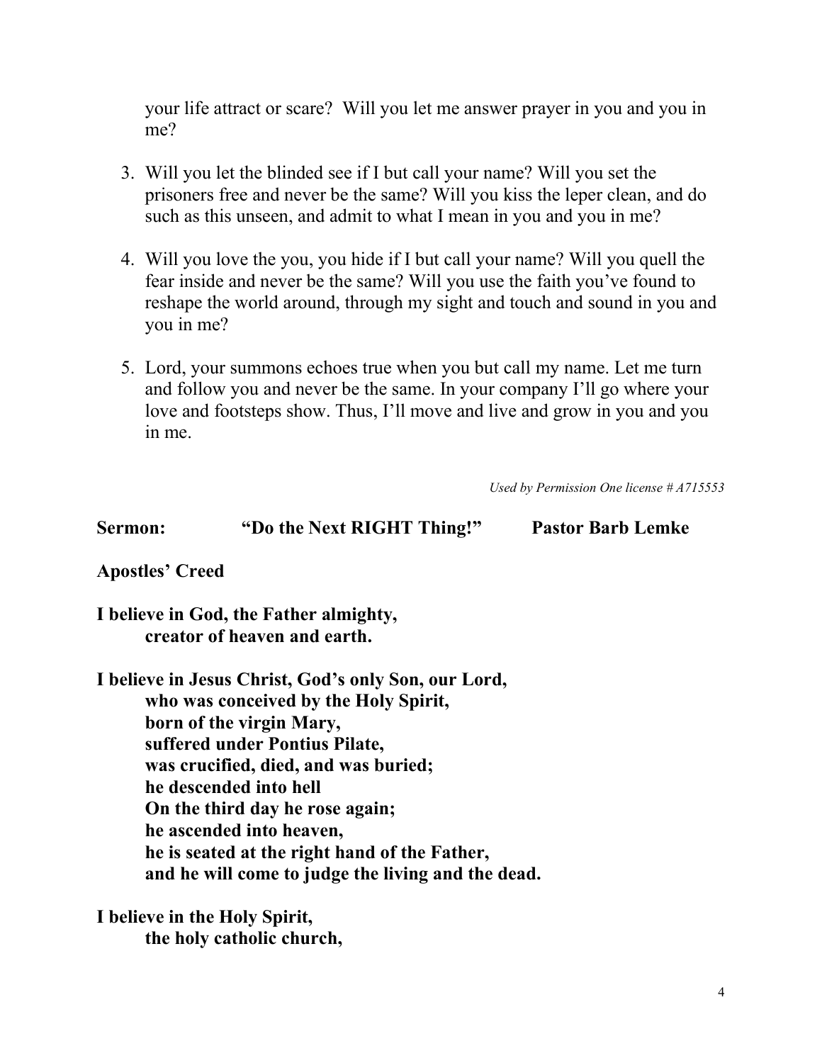your life attract or scare? Will you let me answer prayer in you and you in me?

3. Will you let the blinded see if I but call your name? Will you set the prisoners free and never be the same? Will you kiss the leper clean, and do such as this unseen, and admit to what I mean in you and you in me?

4. Will you love the you, you hide if I but call your name? Will you quell the fear inside and never be the same? Will you use the faith you've found to reshape the world around, through my sight and touch and sound in you and you in me?

5. Lord, your summons echoes true when you but call my name. Let me turn and follow you and never be the same. In your company I'll go where your love and footsteps show. Thus, I'll move and live and grow in you and you in me.

*Used by Permission One license # A715553*

**Sermon: "Do the Next RIGHT Thing!" Pastor Barb Lemke**

**Apostles' Creed**

**I believe in God, the Father almighty,**
**creator of heaven and earth.**

**I believe in Jesus Christ, God's only Son, our Lord,**
**who was conceived by the Holy Spirit,**
**born of the virgin Mary,**
**suffered under Pontius Pilate,**
**was crucified, died, and was buried;**
**he descended into hell**
**On the third day he rose again;**
**he ascended into heaven,**
**he is seated at the right hand of the Father,**
**and he will come to judge the living and the dead.**

**I believe in the Holy Spirit,**
**the holy catholic church,**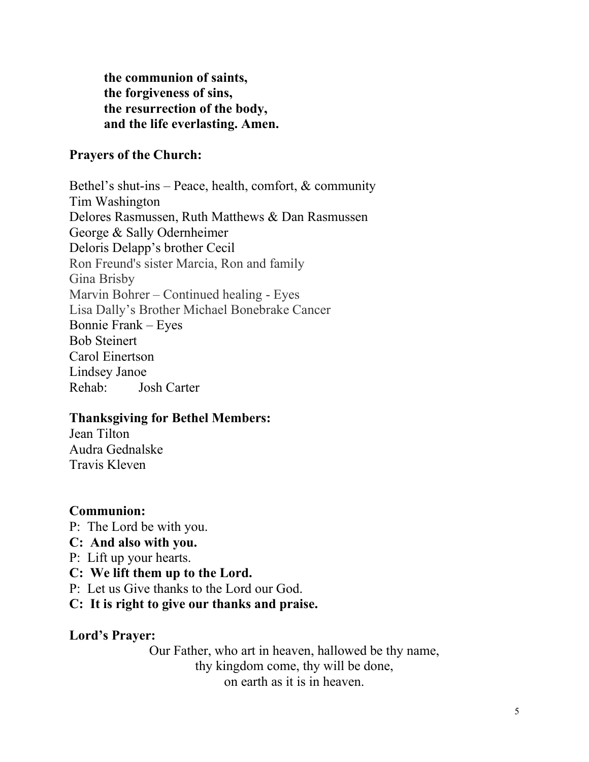**the communion of saints,**
**the forgiveness of sins,**
**the resurrection of the body,**
**and the life everlasting. Amen.**

**Prayers of the Church:**

Bethel's shut-ins – Peace, health, comfort, & community
Tim Washington
Delores Rasmussen, Ruth Matthews & Dan Rasmussen
George & Sally Odernheimer
Deloris Delapp's brother Cecil
Ron Freund's sister Marcia, Ron and family
Gina Brisby
Marvin Bohrer – Continued healing - Eyes
Lisa Dally's Brother Michael Bonebrake Cancer
Bonnie Frank – Eyes
Bob Steinert
Carol Einertson
Lindsey Janoe
Rehab: Josh Carter

**Thanksgiving for Bethel Members:**
Jean Tilton
Audra Gednalske
Travis Kleven

**Communion:**
P: The Lord be with you.
**C: And also with you.**
P: Lift up your hearts.
**C: We lift them up to the Lord.**
P: Let us Give thanks to the Lord our God.
**C: It is right to give our thanks and praise.**

**Lord's Prayer:**

Our Father, who art in heaven, hallowed be thy name,
thy kingdom come, thy will be done,
on earth as it is in heaven.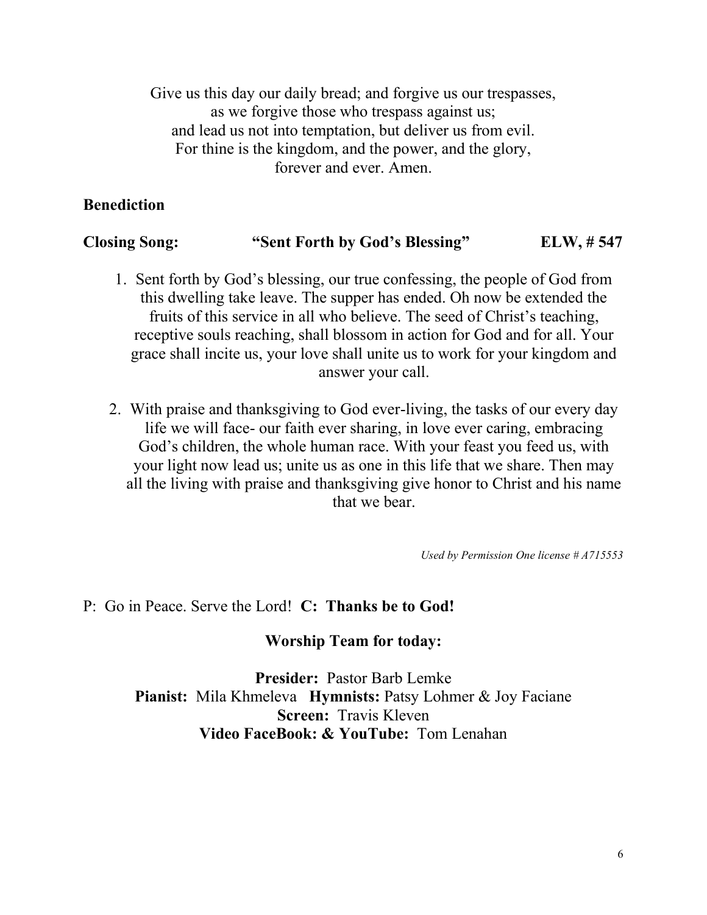Give us this day our daily bread; and forgive us our trespasses,
as we forgive those who trespass against us;
and lead us not into temptation, but deliver us from evil.
For thine is the kingdom, and the power, and the glory,
forever and ever. Amen.

**Benediction**

**Closing Song: "Sent Forth by God's Blessing" ELW, # 547**

1. Sent forth by God's blessing, our true confessing, the people of God from this dwelling take leave. The supper has ended. Oh now be extended the fruits of this service in all who believe. The seed of Christ's teaching, receptive souls reaching, shall blossom in action for God and for all. Your grace shall incite us, your love shall unite us to work for your kingdom and answer your call.

2. With praise and thanksgiving to God ever-living, the tasks of our every day life we will face- our faith ever sharing, in love ever caring, embracing God's children, the whole human race. With your feast you feed us, with your light now lead us; unite us as one in this life that we share. Then may all the living with praise and thanksgiving give honor to Christ and his name that we bear.

*Used by Permission One license # A715553*

P: Go in Peace. Serve the Lord! **C: Thanks be to God!**

**Worship Team for today:**

**Presider:** Pastor Barb Lemke
**Pianist:** Mila Khmeleva **Hymnists:** Patsy Lohmer & Joy Faciane
**Screen:** Travis Kleven
**Video FaceBook: & YouTube:** Tom Lenahan